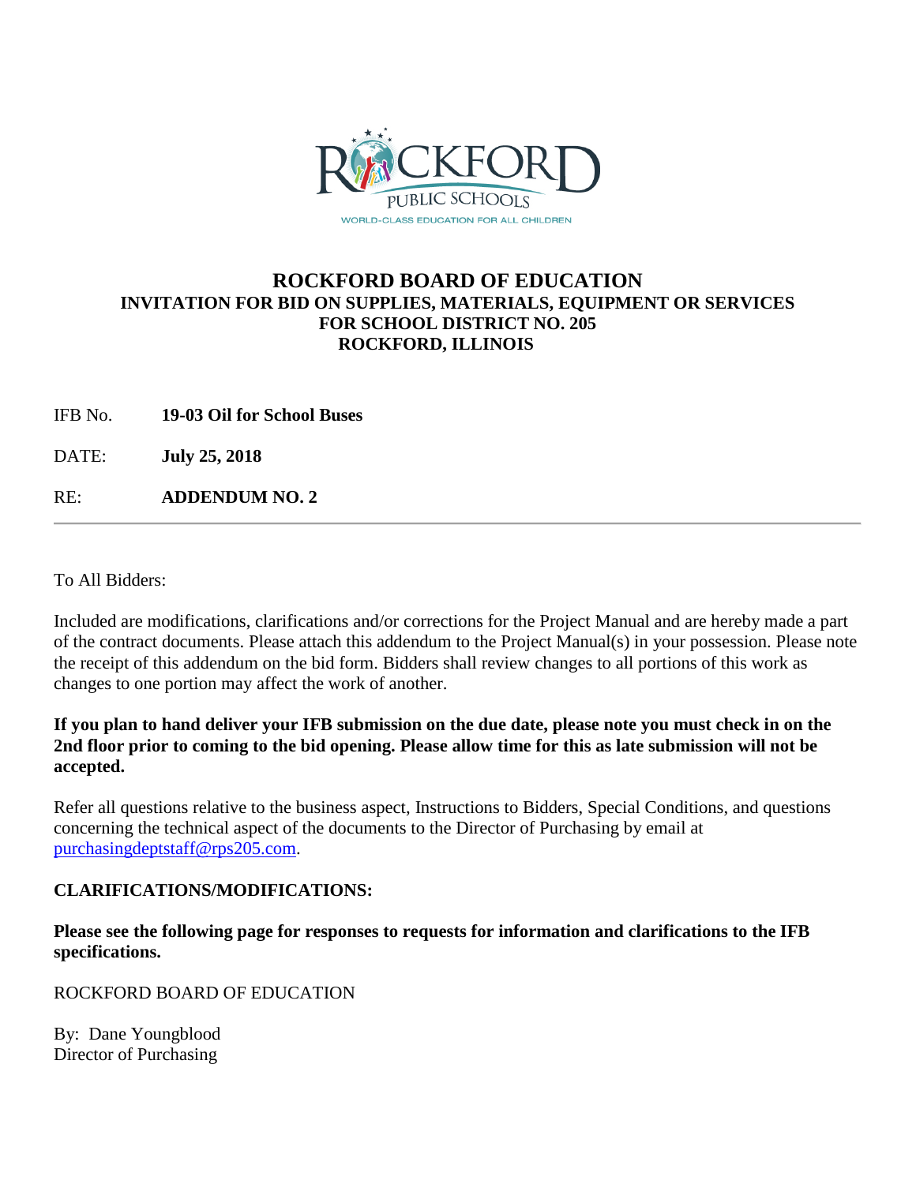ROCKFORD PUBLIC SCHOOLS

WORLD-CLASS EDUCATION FOR ALL CHILDREN

# ROCKFORD BOARD OF EDUCATION

## INVITATION FOR BID ON SUPPLIES, MATERIALS, EQUIPMENT OR SERVICES FOR SCHOOL DISTRICT NO. 205 ROCKFORD, ILLINOIS

IFB No. **19-03 Oil for School Buses**

DATE: **July 25, 2018**

RE: **ADDENDUM NO. 2**

---

To All Bidders:

Included are modifications, clarifications and/or corrections for the Project Manual and are hereby made a part of the contract documents. Please attach this addendum to the Project Manual(s) in your possession. Please note the receipt of this addendum on the bid form. Bidders shall review changes to all portions of this work as changes to one portion may affect the work of another.

**If you plan to hand deliver your IFB submission on the due date, please note you must check in on the 2nd floor prior to coming to the bid opening. Please allow time for this as late submission will not be accepted.**

Refer all questions relative to the business aspect, Instructions to Bidders, Special Conditions, and questions concerning the technical aspect of the documents to the Director of Purchasing by email at purchasingdeptstaff@rps205.com.

**CLARIFICATIONS/MODIFICATIONS:**

**Please see the following page for responses to requests for information and clarifications to the IFB specifications.**

ROCKFORD BOARD OF EDUCATION

By: Dane Youngblood
Director of Purchasing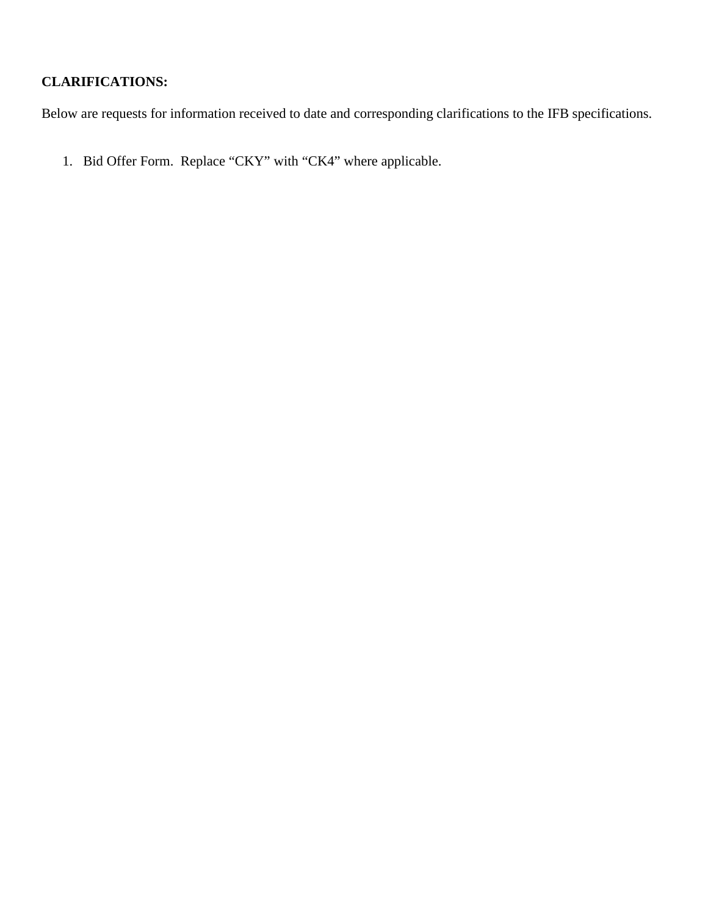**CLARIFICATIONS:**

Below are requests for information received to date and corresponding clarifications to the IFB specifications.

1. Bid Offer Form. Replace "CKY" with "CK4" where applicable.